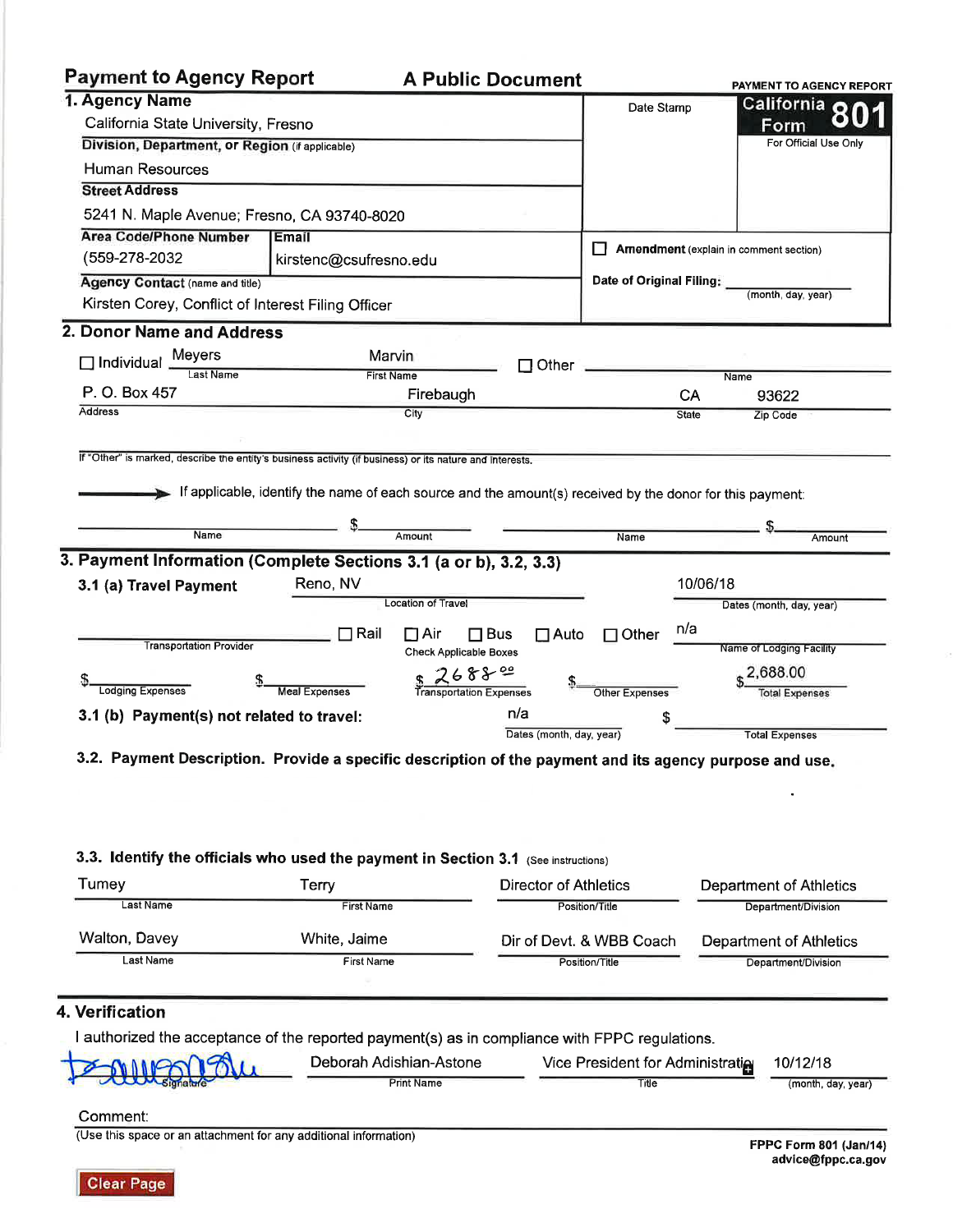# Payment to Agency Report — A Public Document

**PAYMENT TO AGENCY REPORT**

**California Form 801**
For Official Use Only

Date Stamp

## 1. Agency Name

California State University, Fresno

**Division, Department, or Region** (if applicable)

Human Resources

**Street Address**

5241 N. Maple Avenue; Fresno, CA 93740-8020

| Area Code/Phone Number | Email |
|---|---|
| (559-278-2032 | kirstenc@csufresno.edu |

**Agency Contact** (name and title)

Kirsten Corey, Conflict of Interest Filing Officer

☐ **Amendment** (explain in comment section)

**Date of Original Filing:** ____________ (month, day, year)

## 2. Donor Name and Address

☐ Individual — Last Name: Meyers — First Name: Marvin

☐ Other — Name: ____________

| Address | City | State | Zip Code |
|---|---|---|---|
| P. O. Box 457 | Firebaugh | CA | 93622 |

If "Other" is marked, describe the entity's business activity (if business) or its nature and interests.

→ If applicable, identify the name of each source and the amount(s) received by the donor for this payment:

| Name | Amount | Name | Amount |
|---|---|---|---|
| | $ | | $ |

## 3. Payment Information (Complete Sections 3.1 (a or b), 3.2, 3.3)

**3.1 (a) Travel Payment**

Location of Travel: Reno, NV

Dates (month, day, year): 10/06/18

Transportation Provider: ____________

☐ Rail ☐ Air ☐ Bus ☐ Auto ☐ Other (Check Applicable Boxes)

Name of Lodging Facility: n/a

| Lodging Expenses | Meal Expenses | Transportation Expenses | Other Expenses | Total Expenses |
|---|---|---|---|---|
| $ | $ | $ 2688.00 | $ | $ 2,688.00 |

**3.1 (b) Payment(s) not related to travel:** n/a — Dates (month, day, year) — $ ______ Total Expenses

**3.2. Payment Description. Provide a specific description of the payment and its agency purpose and use.**

**3.3. Identify the officials who used the payment in Section 3.1** (See instructions)

| Last Name | First Name | Position/Title | Department/Division |
|---|---|---|---|
| Tumey | Terry | Director of Athletics | Department of Athletics |
| Walton, Davey | White, Jaime | Dir of Devt. & WBB Coach | Department of Athletics |

## 4. Verification

I authorized the acceptance of the reported payment(s) as in compliance with FPPC regulations.

| Signature | Print Name | Title | (month, day, year) |
|---|---|---|---|
| [signature] | Deborah Adishian-Astone | Vice President for Administration | 10/12/18 |

Comment:

(Use this space or an attachment for any additional information)

FPPC Form 801 (Jan/14)
advice@fppc.ca.gov

Clear Page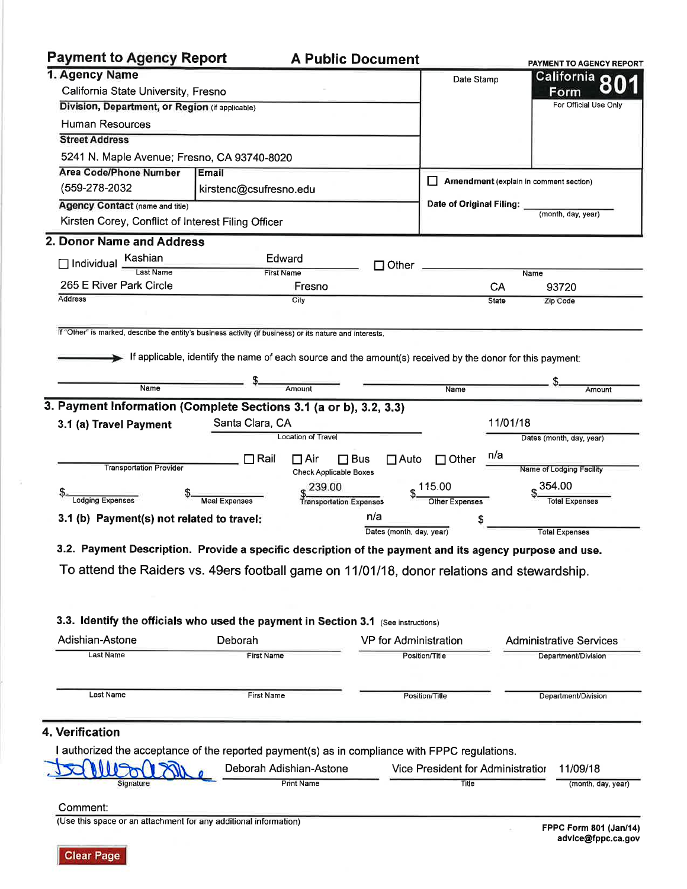# Payment to Agency Report

**A Public Document**

**PAYMENT TO AGENCY REPORT**

**California Form 801**

For Official Use Only

Date Stamp

## 1. Agency Name

California State University, Fresno

**Division, Department, or Region** (if applicable)

Human Resources

**Street Address**

5241 N. Maple Avenue; Fresno, CA 93740-8020

**Area Code/Phone Number**

(559-278-2032

**Email**

kirstenc@csufresno.edu

**Agency Contact** (name and title)

Kirsten Corey, Conflict of Interest Filing Officer

☐ **Amendment** (explain in comment section)

**Date of Original Filing:** ______ (month, day, year)

## 2. Donor Name and Address

☐ Individual — Last Name: Kashian — First Name: Edward

☐ Other — Name: ______

Address: 265 E River Park Circle — City: Fresno — State: CA — Zip Code: 93720

If "Other" is marked, describe the entity's business activity (if business) or its nature and interests.

→ If applicable, identify the name of each source and the amount(s) received by the donor for this payment:

Name ______ Amount $______ Name ______ Amount $______

## 3. Payment Information (Complete Sections 3.1 (a or b), 3.2, 3.3)

**3.1 (a) Travel Payment**

Location of Travel: Santa Clara, CA

Dates (month, day, year): 11/01/18

Transportation Provider: ______

Check Applicable Boxes: ☐ Rail ☐ Air ☐ Bus ☐ Auto ☐ Other

Name of Lodging Facility: n/a

| Lodging Expenses | Meal Expenses | Transportation Expenses | Other Expenses | Total Expenses |
|---|---|---|---|---|
| $ | $ | $ 239.00 | $ 115.00 | $ 354.00 |

**3.1 (b) Payment(s) not related to travel:** Dates (month, day, year): n/a — Total Expenses: $______

**3.2. Payment Description. Provide a specific description of the payment and its agency purpose and use.**

To attend the Raiders vs. 49ers football game on 11/01/18, donor relations and stewardship.

**3.3. Identify the officials who used the payment in Section 3.1** (See instructions)

| Last Name | First Name | Position/Title | Department/Division |
|---|---|---|---|
| Adishian-Astone | Deborah | VP for Administration | Administrative Services |
| | | | |

## 4. Verification

I authorized the acceptance of the reported payment(s) as in compliance with FPPC regulations.

| Signature | Print Name | Title | (month, day, year) |
|---|---|---|---|
| [signature] | Deborah Adishian-Astone | Vice President for Administratior | 11/09/18 |

Comment:

(Use this space or an attachment for any additional information)

FPPC Form 801 (Jan/14)
advice@fppc.ca.gov

Clear Page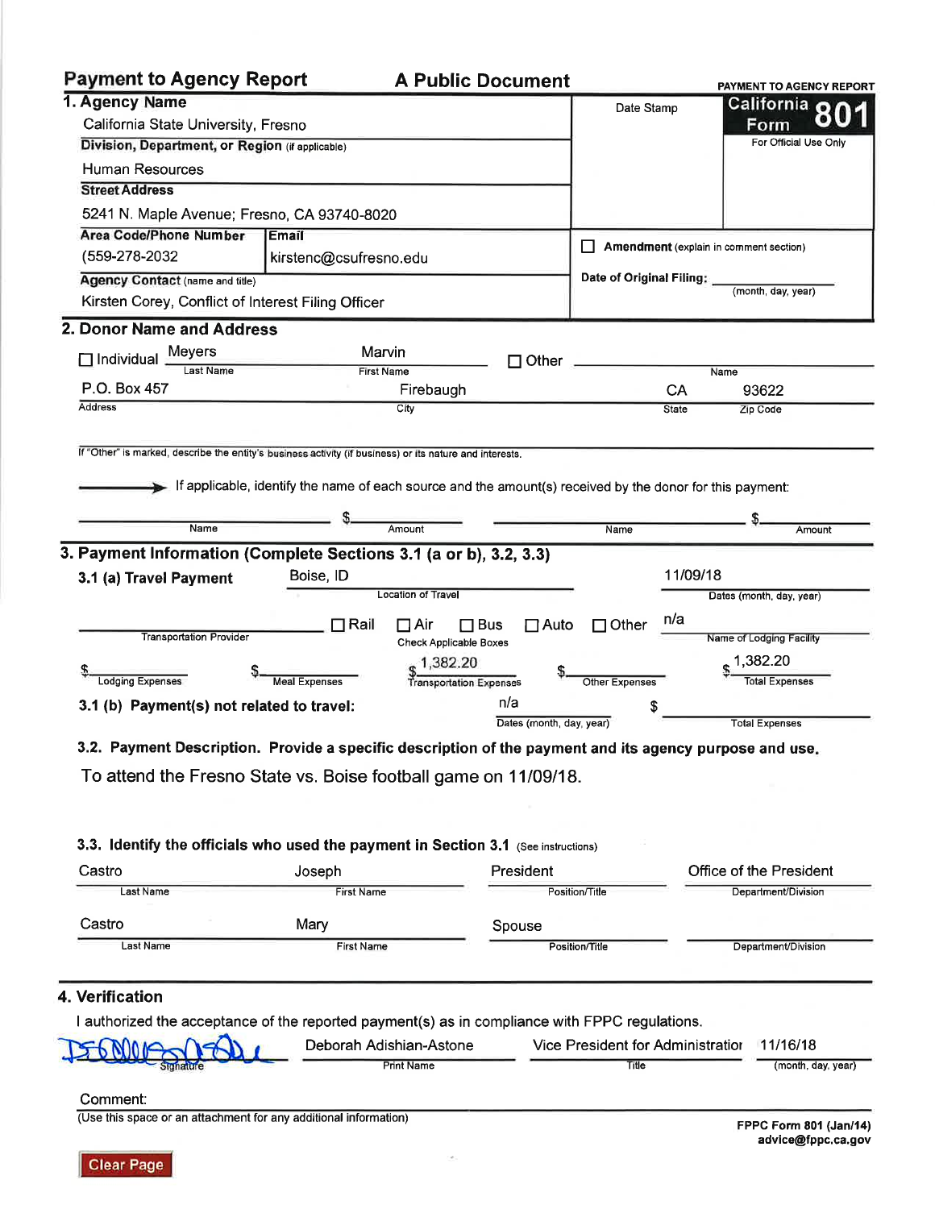# Payment to Agency Report

**A Public Document**

**PAYMENT TO AGENCY REPORT**

**California Form 801**

For Official Use Only

Date Stamp

## 1. Agency Name

California State University, Fresno

**Division, Department, or Region** (if applicable)

Human Resources

**Street Address**

5241 N. Maple Avenue; Fresno, CA 93740-8020

| Area Code/Phone Number | Email |
|---|---|
| (559-278-2032 | kirstenc@csufresno.edu |

**Agency Contact** (name and title)

Kirsten Corey, Conflict of Interest Filing Officer

☐ **Amendment** (explain in comment section)

**Date of Original Filing:** ______ (month, day, year)

## 2. Donor Name and Address

☐ Individual

| Last Name | First Name |
|---|---|
| Meyers | Marvin |

☐ Other ______ Name

| Address | City | State | Zip Code |
|---|---|---|---|
| P.O. Box 457 | Firebaugh | CA | 93622 |

If "Other" is marked, describe the entity's business activity (if business) or its nature and interests.

If applicable, identify the name of each source and the amount(s) received by the donor for this payment:

| Name | Amount | Name | Amount |
|---|---|---|---|
| | $ | | $ |

## 3. Payment Information (Complete Sections 3.1 (a or b), 3.2, 3.3)

**3.1 (a) Travel Payment**

| Location of Travel | Dates (month, day, year) |
|---|---|
| Boise, ID | 11/09/18 |

Transportation Provider: ______

Check Applicable Boxes: ☐ Rail ☐ Air ☐ Bus ☐ Auto ☐ Other

Name of Lodging Facility: n/a

| Lodging Expenses | Meal Expenses | Transportation Expenses | Other Expenses | Total Expenses |
|---|---|---|---|---|
| $ | $ | $1,382.20 | $ | $1,382.20 |

**3.1 (b) Payment(s) not related to travel:**

| Dates (month, day, year) | Total Expenses |
|---|---|
| n/a | $ |

**3.2. Payment Description. Provide a specific description of the payment and its agency purpose and use.**

To attend the Fresno State vs. Boise football game on 11/09/18.

**3.3. Identify the officials who used the payment in Section 3.1** (See instructions)

| Last Name | First Name | Position/Title | Department/Division |
|---|---|---|---|
| Castro | Joseph | President | Office of the President |
| Castro | Mary | Spouse | |

## 4. Verification

I authorized the acceptance of the reported payment(s) as in compliance with FPPC regulations.

| Signature | Print Name | Title | (month, day, year) |
|---|---|---|---|
| [signature] | Deborah Adishian-Astone | Vice President for Administration | 11/16/18 |

Comment:

(Use this space or an attachment for any additional information)

FPPC Form 801 (Jan/14)
advice@fppc.ca.gov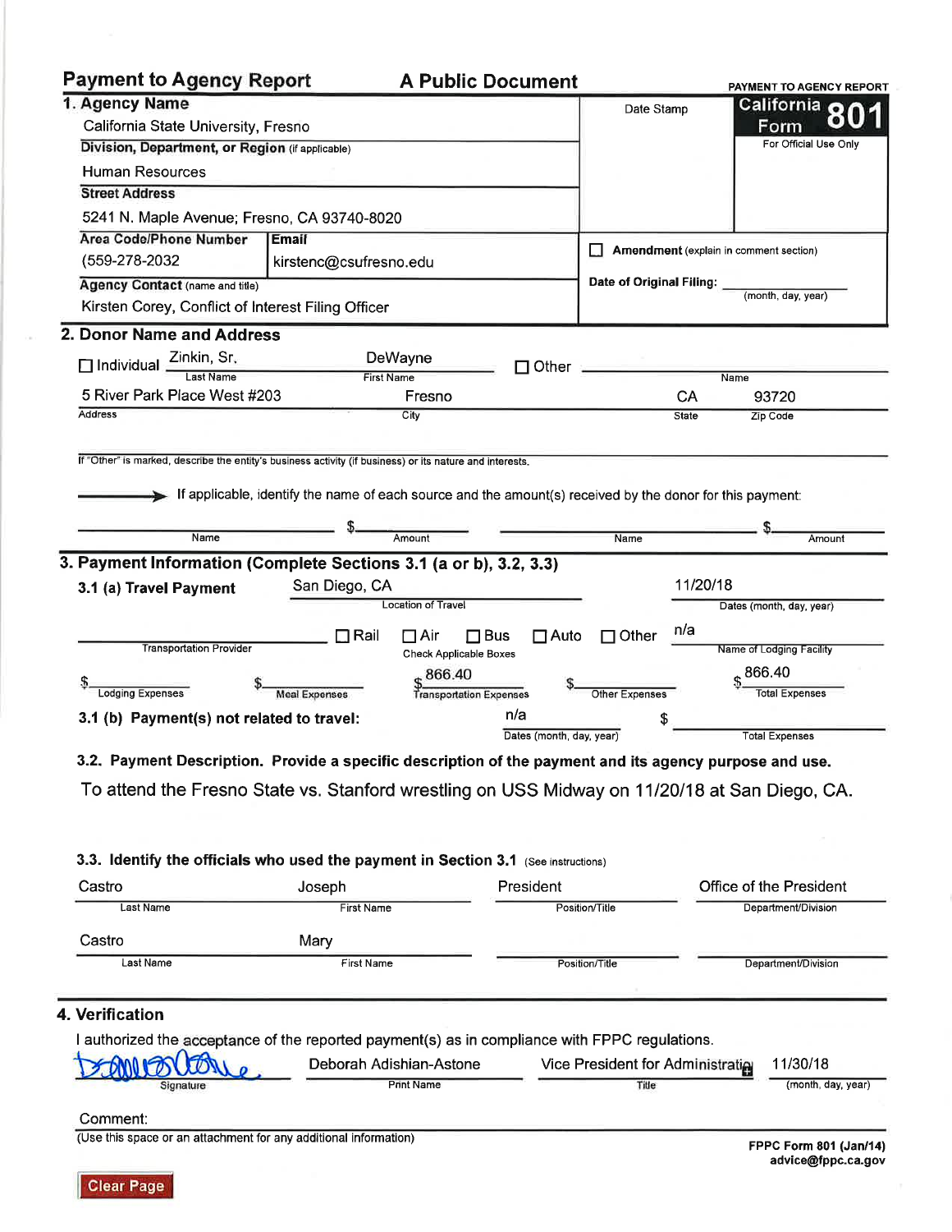**Payment to Agency Report** **A Public Document** PAYMENT TO AGENCY REPORT

**California Form 801**
For Official Use Only

Date Stamp

## 1. Agency Name

California State University, Fresno

**Division, Department, or Region** (if applicable)

Human Resources

**Street Address**

5241 N. Maple Avenue; Fresno, CA 93740-8020

| Area Code/Phone Number | Email |
|---|---|
| (559-278-2032 | kirstenc@csufresno.edu |

**Agency Contact** (name and title)

Kirsten Corey, Conflict of Interest Filing Officer

☐ **Amendment** (explain in comment section)

**Date of Original Filing:** ____________ (month, day, year)

## 2. Donor Name and Address

☐ Individual Zinkin, Sr. (Last Name) DeWayne (First Name) ☐ Other ____________ (Name)

5 River Park Place West #203 (Address) Fresno (City) CA (State) 93720 (Zip Code)

If "Other" is marked, describe the entity's business activity (if business) or its nature and interests.

→ If applicable, identify the name of each source and the amount(s) received by the donor for this payment:

____________ (Name) $____________ (Amount) ____________ (Name) $____________ (Amount)

## 3. Payment Information (Complete Sections 3.1 (a or b), 3.2, 3.3)

**3.1 (a) Travel Payment** San Diego, CA (Location of Travel) 11/20/18 (Dates (month, day, year))

____________ (Transportation Provider) ☐ Rail ☐ Air ☐ Bus ☐ Auto ☐ Other (Check Applicable Boxes) n/a (Name of Lodging Facility)

| Lodging Expenses | Meal Expenses | Transportation Expenses | Other Expenses | Total Expenses |
|---|---|---|---|---|
| $ | $ | $866.40 | $ | $866.40 |

**3.1 (b) Payment(s) not related to travel:** n/a (Dates (month, day, year)) $____________ (Total Expenses)

**3.2. Payment Description. Provide a specific description of the payment and its agency purpose and use.**

To attend the Fresno State vs. Stanford wrestling on USS Midway on 11/20/18 at San Diego, CA.

**3.3. Identify the officials who used the payment in Section 3.1** (See instructions)

| Last Name | First Name | Position/Title | Department/Division |
|---|---|---|---|
| Castro | Joseph | President | Office of the President |
| Castro | Mary | | |

## 4. Verification

I authorized the acceptance of the reported payment(s) as in compliance with FPPC regulations.

| Signature | Print Name | Title | (month, day, year) |
|---|---|---|---|
| [signature] | Deborah Adishian-Astone | Vice President for Administration | 11/30/18 |

Comment:

(Use this space or an attachment for any additional information)

FPPC Form 801 (Jan/14)
advice@fppc.ca.gov

Clear Page